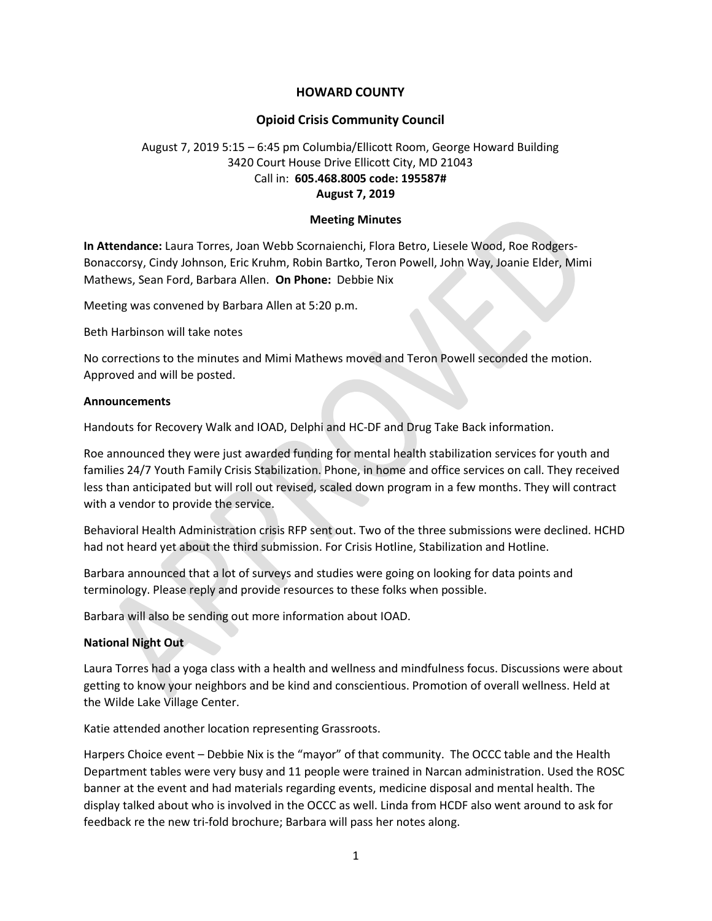# HOWARD COUNTY

## Opioid Crisis Community Council

August 7, 2019 5:15 – 6:45 pm Columbia/Ellicott Room, George Howard Building
3420 Court House Drive Ellicott City, MD 21043
Call in: **605.468.8005 code: 195587#**
**August 7, 2019**

### Meeting Minutes

**In Attendance:** Laura Torres, Joan Webb Scornaienchi, Flora Betro, Liesele Wood, Roe Rodgers-Bonaccorsy, Cindy Johnson, Eric Kruhm, Robin Bartko, Teron Powell, John Way, Joanie Elder, Mimi Mathews, Sean Ford, Barbara Allen. **On Phone:** Debbie Nix

Meeting was convened by Barbara Allen at 5:20 p.m.

Beth Harbinson will take notes

No corrections to the minutes and Mimi Mathews moved and Teron Powell seconded the motion. Approved and will be posted.

**Announcements**

Handouts for Recovery Walk and IOAD, Delphi and HC-DF and Drug Take Back information.

Roe announced they were just awarded funding for mental health stabilization services for youth and families 24/7 Youth Family Crisis Stabilization. Phone, in home and office services on call. They received less than anticipated but will roll out revised, scaled down program in a few months. They will contract with a vendor to provide the service.

Behavioral Health Administration crisis RFP sent out. Two of the three submissions were declined. HCHD had not heard yet about the third submission. For Crisis Hotline, Stabilization and Hotline.

Barbara announced that a lot of surveys and studies were going on looking for data points and terminology. Please reply and provide resources to these folks when possible.

Barbara will also be sending out more information about IOAD.

**National Night Out**

Laura Torres had a yoga class with a health and wellness and mindfulness focus. Discussions were about getting to know your neighbors and be kind and conscientious. Promotion of overall wellness. Held at the Wilde Lake Village Center.

Katie attended another location representing Grassroots.

Harpers Choice event – Debbie Nix is the "mayor" of that community. The OCCC table and the Health Department tables were very busy and 11 people were trained in Narcan administration. Used the ROSC banner at the event and had materials regarding events, medicine disposal and mental health. The display talked about who is involved in the OCCC as well. Linda from HCDF also went around to ask for feedback re the new tri-fold brochure; Barbara will pass her notes along.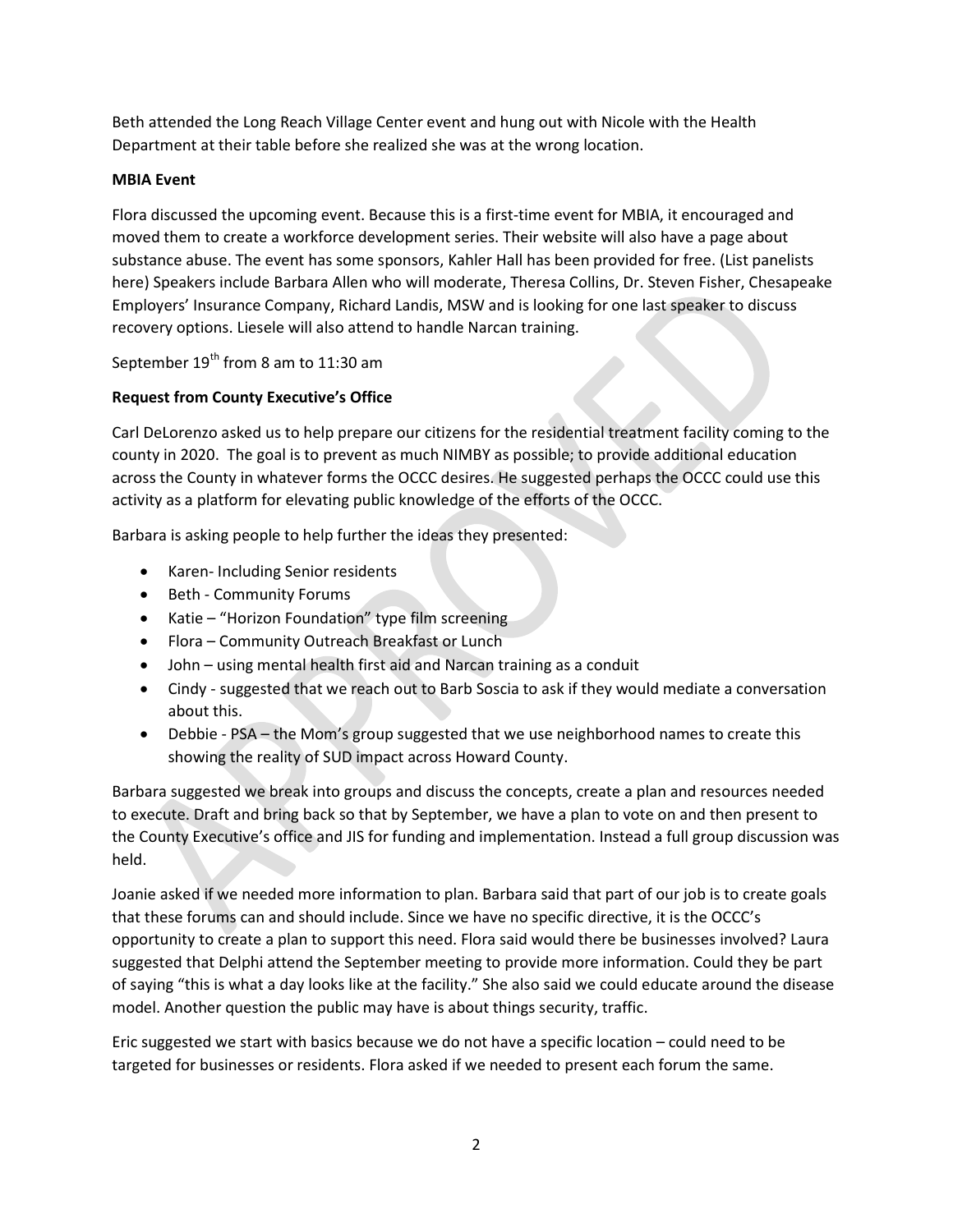Beth attended the Long Reach Village Center event and hung out with Nicole with the Health Department at their table before she realized she was at the wrong location.

**MBIA Event**

Flora discussed the upcoming event. Because this is a first-time event for MBIA, it encouraged and moved them to create a workforce development series. Their website will also have a page about substance abuse. The event has some sponsors, Kahler Hall has been provided for free. (List panelists here) Speakers include Barbara Allen who will moderate, Theresa Collins, Dr. Steven Fisher, Chesapeake Employers' Insurance Company, Richard Landis, MSW and is looking for one last speaker to discuss recovery options. Liesele will also attend to handle Narcan training.

September 19th from 8 am to 11:30 am

**Request from County Executive's Office**

Carl DeLorenzo asked us to help prepare our citizens for the residential treatment facility coming to the county in 2020. The goal is to prevent as much NIMBY as possible; to provide additional education across the County in whatever forms the OCCC desires. He suggested perhaps the OCCC could use this activity as a platform for elevating public knowledge of the efforts of the OCCC.

Barbara is asking people to help further the ideas they presented:

- Karen- Including Senior residents
- Beth - Community Forums
- Katie – "Horizon Foundation" type film screening
- Flora – Community Outreach Breakfast or Lunch
- John – using mental health first aid and Narcan training as a conduit
- Cindy - suggested that we reach out to Barb Soscia to ask if they would mediate a conversation about this.
- Debbie - PSA – the Mom's group suggested that we use neighborhood names to create this showing the reality of SUD impact across Howard County.

Barbara suggested we break into groups and discuss the concepts, create a plan and resources needed to execute. Draft and bring back so that by September, we have a plan to vote on and then present to the County Executive's office and JIS for funding and implementation. Instead a full group discussion was held.

Joanie asked if we needed more information to plan. Barbara said that part of our job is to create goals that these forums can and should include. Since we have no specific directive, it is the OCCC's opportunity to create a plan to support this need. Flora said would there be businesses involved? Laura suggested that Delphi attend the September meeting to provide more information. Could they be part of saying "this is what a day looks like at the facility." She also said we could educate around the disease model. Another question the public may have is about things security, traffic.

Eric suggested we start with basics because we do not have a specific location – could need to be targeted for businesses or residents. Flora asked if we needed to present each forum the same.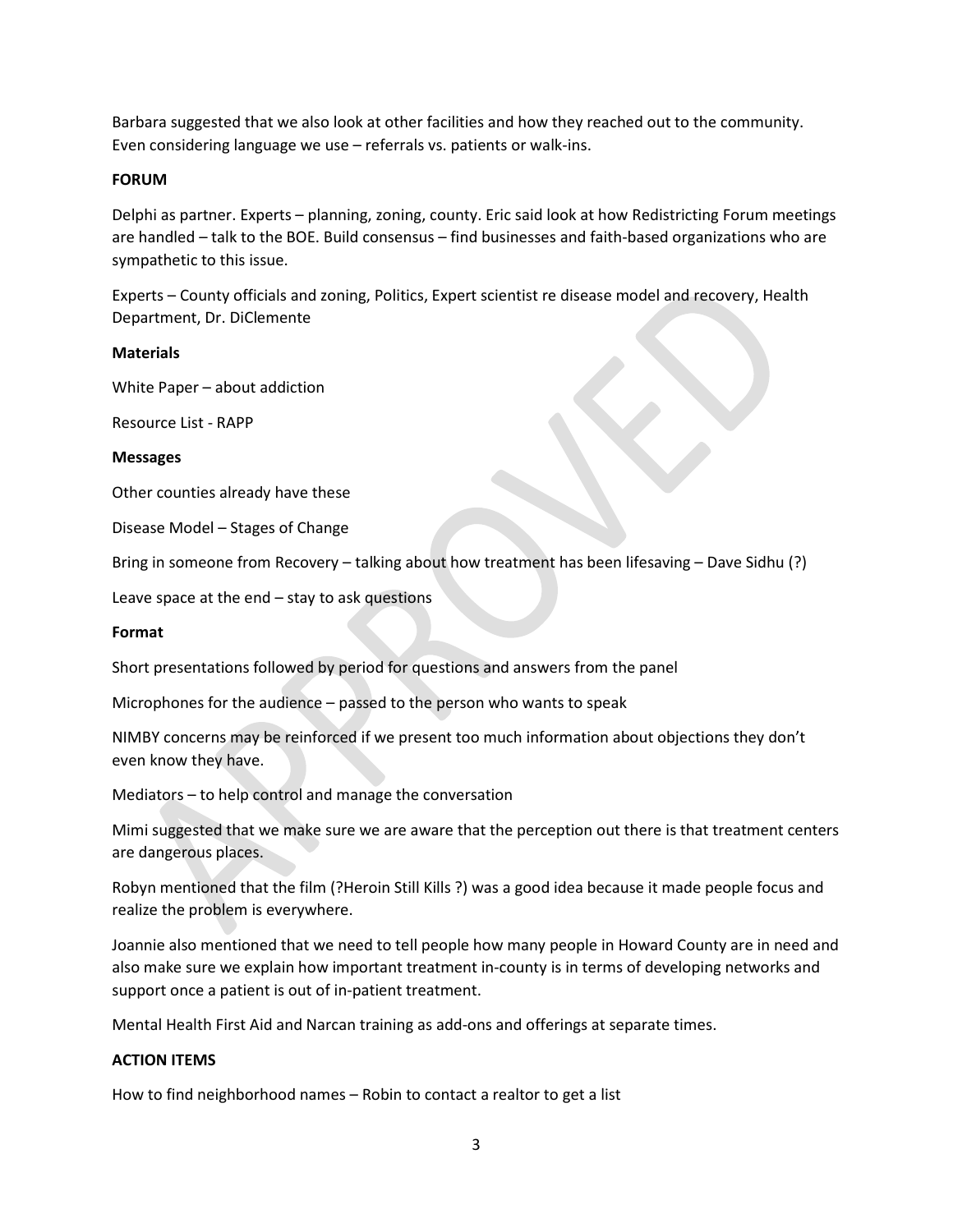Barbara suggested that we also look at other facilities and how they reached out to the community. Even considering language we use – referrals vs. patients or walk-ins.

**FORUM**

Delphi as partner. Experts – planning, zoning, county. Eric said look at how Redistricting Forum meetings are handled – talk to the BOE. Build consensus – find businesses and faith-based organizations who are sympathetic to this issue.

Experts – County officials and zoning, Politics, Expert scientist re disease model and recovery, Health Department, Dr. DiClemente

**Materials**

White Paper – about addiction

Resource List - RAPP

**Messages**

Other counties already have these

Disease Model – Stages of Change

Bring in someone from Recovery – talking about how treatment has been lifesaving – Dave Sidhu (?)

Leave space at the end – stay to ask questions

**Format**

Short presentations followed by period for questions and answers from the panel

Microphones for the audience – passed to the person who wants to speak

NIMBY concerns may be reinforced if we present too much information about objections they don't even know they have.

Mediators – to help control and manage the conversation

Mimi suggested that we make sure we are aware that the perception out there is that treatment centers are dangerous places.

Robyn mentioned that the film (?Heroin Still Kills ?) was a good idea because it made people focus and realize the problem is everywhere.

Joannie also mentioned that we need to tell people how many people in Howard County are in need and also make sure we explain how important treatment in-county is in terms of developing networks and support once a patient is out of in-patient treatment.

Mental Health First Aid and Narcan training as add-ons and offerings at separate times.

**ACTION ITEMS**

How to find neighborhood names – Robin to contact a realtor to get a list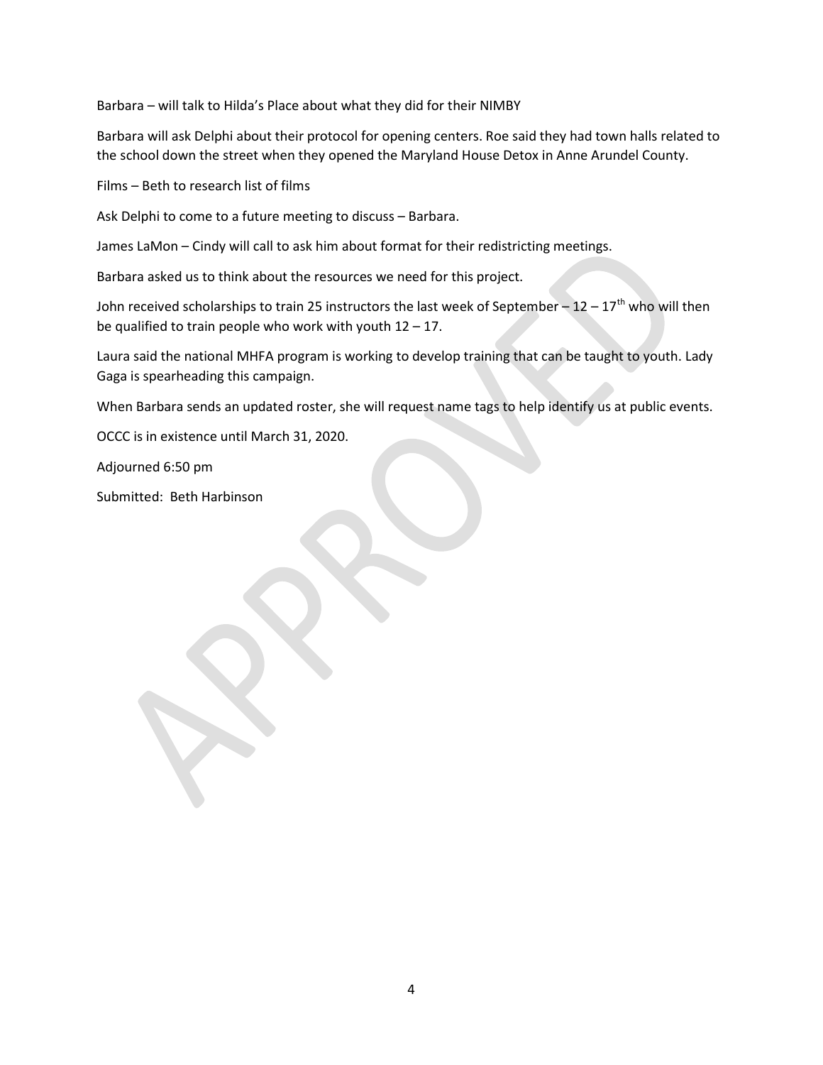Barbara – will talk to Hilda's Place about what they did for their NIMBY

Barbara will ask Delphi about their protocol for opening centers. Roe said they had town halls related to the school down the street when they opened the Maryland House Detox in Anne Arundel County.

Films – Beth to research list of films

Ask Delphi to come to a future meeting to discuss – Barbara.

James LaMon – Cindy will call to ask him about format for their redistricting meetings.

Barbara asked us to think about the resources we need for this project.

John received scholarships to train 25 instructors the last week of September – 12 – 17th who will then be qualified to train people who work with youth 12 – 17.

Laura said the national MHFA program is working to develop training that can be taught to youth. Lady Gaga is spearheading this campaign.

When Barbara sends an updated roster, she will request name tags to help identify us at public events.

OCCC is in existence until March 31, 2020.

Adjourned 6:50 pm

Submitted: Beth Harbinson